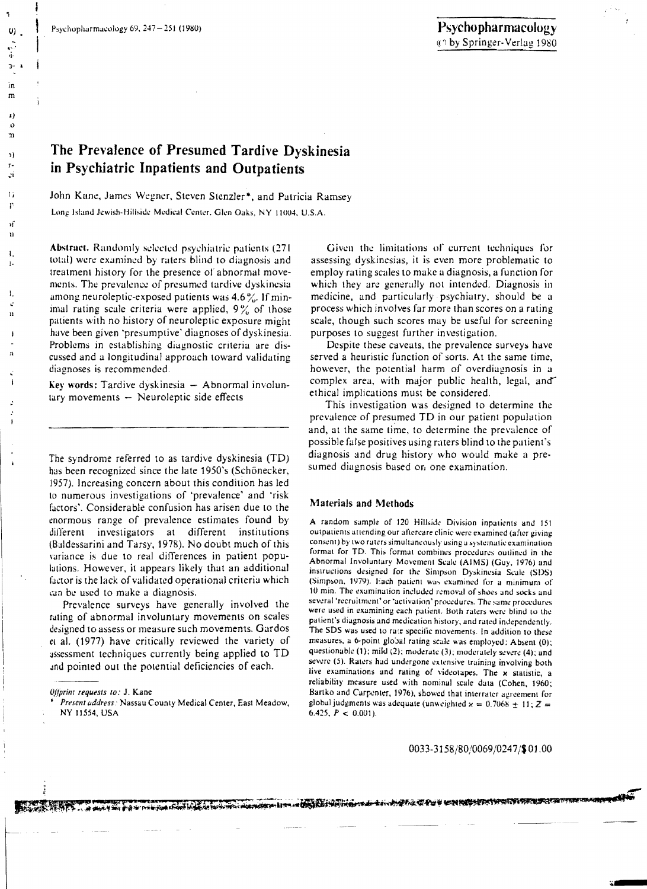# The Prevalence of Presumed Tardive Dyskinesia in Psychiatric Inpatients and Outpatients

John Kane, James Wegner, Steven Stenzler*, and Patricia Ramsey

Long Island Jewish-Hillside Medical Center, Glen Oaks, NY 11004, U.S.A.

**Abstract.** Randomly selected psychiatric patients (271 total) were examined by raters blind to diagnosis and treatment history for the presence of abnormal movements. The prevalence of presumed tardive dyskinesia among neuroleptic-exposed patients was 4.6%. If minimal rating scale criteria were applied, 9% of those patients with no history of neuroleptic exposure might have been given 'presumptive' diagnoses of dyskinesia. Problems in establishing diagnostic criteria are discussed and a longitudinal approach toward validating diagnoses is recommended.

**Key words:** Tardive dyskinesia – Abnormal involuntary movements – Neuroleptic side effects

The syndrome referred to as tardive dyskinesia (TD) has been recognized since the late 1950's (Schönecker, 1957). Increasing concern about this condition has led to numerous investigations of 'prevalence' and 'risk factors'. Considerable confusion has arisen due to the enormous range of prevalence estimates found by different investigators at different institutions (Baldessarini and Tarsy, 1978). No doubt much of this variance is due to real differences in patient populations. However, it appears likely that an additional factor is the lack of validated operational criteria which can be used to make a diagnosis.

Prevalence surveys have generally involved the rating of abnormal involuntary movements on scales designed to assess or measure such movements. Gardos et al. (1977) have critically reviewed the variety of assessment techniques currently being applied to TD and pointed out the potential deficiencies of each.

Given the limitations of current techniques for assessing dyskinesias, it is even more problematic to employ rating scales to make a diagnosis, a function for which they are generally not intended. Diagnosis in medicine, and particularly psychiatry, should be a process which involves far more than scores on a rating scale, though such scores may be useful for screening purposes to suggest further investigation.

Despite these caveats, the prevalence surveys have served a heuristic function of sorts. At the same time, however, the potential harm of overdiagnosis in a complex area, with major public health, legal, and ethical implications must be considered.

This investigation was designed to determine the prevalence of presumed TD in our patient population and, at the same time, to determine the prevalence of possible false positives using raters blind to the patient's diagnosis and drug history who would make a presumed diagnosis based on one examination.

## Materials and Methods

A random sample of 120 Hillside Division inpatients and 151 outpatients attending our aftercare clinic were examined (after giving consent) by two raters simultaneously using a systematic examination format for TD. This format combines procedures outlined in the Abnormal Involuntary Movement Scale (AIMS) (Guy, 1976) and instructions designed for the Simpson Dyskinesia Scale (SDS) (Simpson, 1979). Each patient was examined for a minimum of 10 min. The examination included removal of shoes and socks and several 'recruitment' or 'activation' procedures. The same procedures were used in examining each patient. Both raters were blind to the patient's diagnosis and medication history, and rated independently. The SDS was used to rate specific movements. In addition to these measures, a 6-point global rating scale was employed: Absent (0); questionable (1); mild (2); moderate (3); moderately severe (4); and severe (5). Raters had undergone extensive training involving both live examinations and rating of videotapes. The $\varkappa$ statistic, a reliability measure used with nominal scale data (Cohen, 1960; Bartko and Carpenter, 1976), showed that interrater agreement for global judgments was adequate (unweighted $\varkappa = 0.7068 \pm 11$; $Z = 6.425$, $P < 0.001$).

*Offprint requests to:* J. Kane

\* *Present address:* Nassau County Medical Center, East Meadow, NY 11554, USA

0033-3158/80/0069/0247/$01.00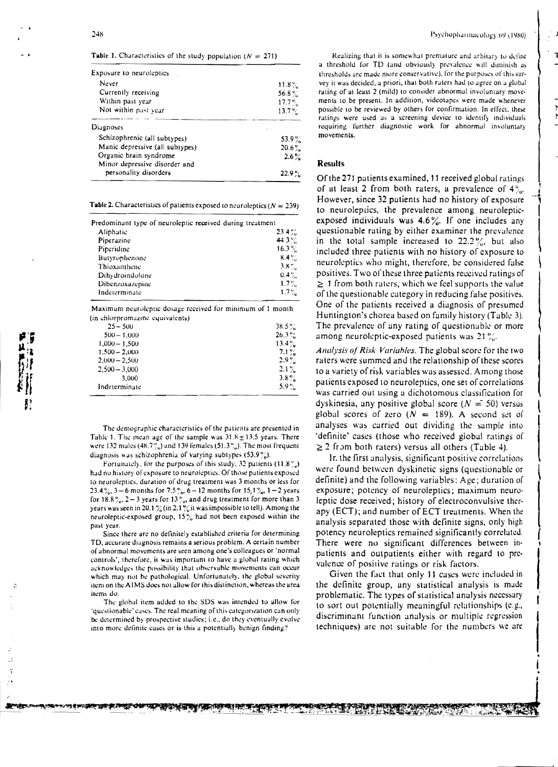**Table 1.** Characteristics of the study population ($N = 271$)

| | |
|---|---|
| *Exposure to neuroleptics* | |
| Never | 11.8% |
| Currently receiving | 56.8% |
| Within past year | 17.7% |
| Not within past year | 13.7% |
| *Diagnoses* | |
| Schizophrenic (all subtypes) | 53.9% |
| Manic depressive (all subtypes) | 20.6% |
| Organic brain syndrome | 2.6% |
| Minor depressive disorder and personality disorders | 22.9% |

**Table 2.** Characteristics of patients exposed to neuroleptics ($N = 239$)

| | |
|---|---|
| *Predominant type of neuroleptic received during treatment* | |
| Aliphatic | 23.4% |
| Piperazine | 44.3% |
| Piperidine | 16.3% |
| Butyrophenone | 8.4% |
| Thioxanthene | 3.8% |
| Dihydroindolone | 0.4% |
| Dibenzoxazepine | 1.7% |
| Indeterminate | 1.7% |
| *Maximum neuroleptic dosage received for minimum of 1 month (in chlorpromazine equivalents)* | |
| 25 – 500 | 38.5% |
| 500 – 1,000 | 26.3% |
| 1,000 – 1,500 | 13.4% |
| 1,500 – 2,000 | 7.1% |
| 2,000 – 2,500 | 2.9% |
| 2,500 – 3,000 | 2.1% |
| 3,000 | 3.8% |
| Indeterminate | 5.9% |

The demographic characteristics of the patients are presented in Table 1. The mean age of the sample was 31.8 ± 13.5 years. There were 132 males (48.7%) and 139 females (51.3%). The most frequent diagnosis was schizophrenia of varying subtypes (53.9%).

Fortunately, for the purposes of this study, 32 patients (11.8%) had no history of exposure to neuroleptics. Of those patients exposed to neuroleptics, duration of drug treatment was 3 months or less for 23.4%, 3 – 6 months for 7.5%, 6 – 12 months for 15.1%, 1 – 2 years for 18.8%, 2 – 3 years for 13%, and drug treatment for more than 3 years was seen in 20.1% (in 2.1% it was impossible to tell). Among the neuroleptic-exposed group, 15% had not been exposed within the past year.

Since there are no definitely established criteria for determining TD, accurate diagnosis remains a serious problem. A certain number of abnormal movements are seen among one's colleagues or 'normal controls', therefore, it was important to have a global rating which acknowledges the possibility that observable movements can occur which may not be pathological. Unfortunately, the global severity item on the AIMS does not allow for this distinction, whereas the area items do.

The global item added to the SDS was intended to allow for 'questionable' cases. The real meaning of this categorization can only be determined by prospective studies; i.e., do they eventually evolve into more definite cases or is this a potentially benign finding?

Realizing that it is somewhat premature and arbitrary to define a threshold for TD (and obviously prevalence will diminish as thresholds are made more conservative), for the purposes of this survey it was decided, a priori, that both raters had to agree on a global rating of at least 2 (mild) to consider abnormal involuntary movements to be present. In addition, videotapes were made whenever possible to be reviewed by others for confirmation. In effect, these ratings were used as a screening device to identify individuals requiring further diagnostic work for abnormal involuntary movements.

## Results

Of the 271 patients examined, 11 received global ratings of at least 2 from both raters, a prevalence of 4%. However, since 32 patients had no history of exposure to neuroleptics, the prevalence among neuroleptic-exposed individuals was 4.6%. If one includes any questionable rating by either examiner the prevalence in the total sample increased to 22.2%, but also included three patients with no history of exposure to neuroleptics who might, therefore, be considered false positives. Two of these three patients received ratings of ≥ 1 from both raters, which we feel supports the value of the questionable category in reducing false positives. One of the patients received a diagnosis of presumed Huntington's chorea based on family history (Table 3). The prevalence of any rating of questionable or more among neuroleptic-exposed patients was 21%.

*Analysis of Risk Variables.* The global score for the two raters were summed and the relationship of these scores to a variety of risk variables was assessed. Among those patients exposed to neuroleptics, one set of correlations was carried out using a dichotomous classification for dyskinesia, any positive global score ($N = 50$) versus global scores of zero ($N = 189$). A second set of analyses was carried out dividing the sample into 'definite' cases (those who received global ratings of ≥ 2 from both raters) versus all others (Table 4).

In the first analysis, significant positive correlations were found between dyskinetic signs (questionable or definite) and the following variables: Age; duration of exposure; potency of neuroleptics; maximum neuroleptic dose received; history of electroconvulsive therapy (ECT); and number of ECT treatments. When the analysis separated those with definite signs, only high potency neuroleptics remained significantly correlated. There were no significant differences between inpatients and outpatients either with regard to prevalence of positive ratings or risk factors.

Given the fact that only 11 cases were included in the definite group, any statistical analysis is made problematic. The types of statistical analysis necessary to sort out potentially meaningful relationships (e.g., discriminant function analysis or multiple regression techniques) are not suitable for the numbers we are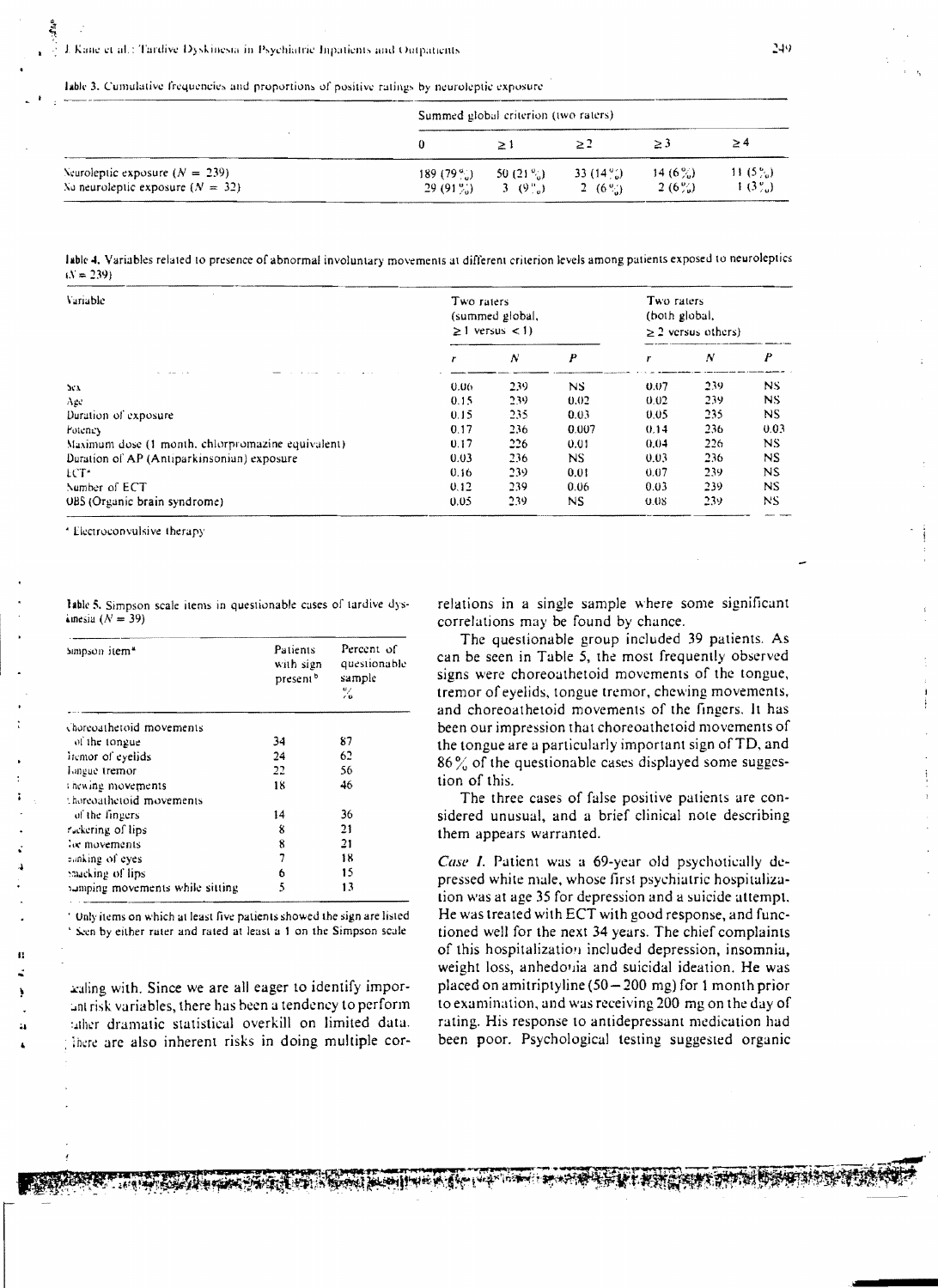Table 3. Cumulative frequencies and proportions of positive ratings by neuroleptic exposure

| | Summed global criterion (two raters) | | | | |
|---|---|---|---|---|---|
| | 0 | ≥ 1 | ≥ 2 | ≥ 3 | ≥ 4 |
| Neuroleptic exposure ($N$ = 239) | 189 (79%) | 50 (21%) | 33 (14%) | 14 (6%) | 11 (5%) |
| No neuroleptic exposure ($N$ = 32) | 29 (91%) | 3 (9%) | 2 (6%) | 2 (6%) | 1 (3%) |

Table 4. Variables related to presence of abnormal involuntary movements at different criterion levels among patients exposed to neuroleptics ($N$ = 239)

| Variable | Two raters (summed global, ≥ 1 versus < 1) | | | Two raters (both global, ≥ 2 versus others) | | |
|---|---|---|---|---|---|---|
| | $r$ | $N$ | $P$ | $r$ | $N$ | $P$ |
| Sex | 0.06 | 239 | NS | 0.07 | 239 | NS |
| Age | 0.15 | 239 | 0.02 | 0.02 | 239 | NS |
| Duration of exposure | 0.15 | 235 | 0.03 | 0.05 | 235 | NS |
| Potency | 0.17 | 236 | 0.007 | 0.14 | 236 | 0.03 |
| Maximum dose (1 month, chlorpromazine equivalent) | 0.17 | 226 | 0.01 | 0.04 | 226 | NS |
| Duration of AP (Antiparkinsonian) exposure | 0.03 | 236 | NS | 0.03 | 236 | NS |
| ECT* | 0.16 | 239 | 0.01 | 0.07 | 239 | NS |
| Number of ECT | 0.12 | 239 | 0.06 | 0.03 | 239 | NS |
| OBS (Organic brain syndrome) | 0.05 | 239 | NS | 0.08 | 239 | NS |

* Electroconvulsive therapy

Table 5. Simpson scale items in questionable cases of tardive dyskinesia ($N$ = 39)

| Simpson item[a] | Patients with sign present[b] | Percent of questionable sample % |
|---|---|---|
| Choreoathetoid movements of the tongue | 34 | 87 |
| Tremor of eyelids | 24 | 62 |
| Tongue tremor | 22 | 56 |
| Chewing movements | 18 | 46 |
| Choreoathetoid movements of the fingers | 14 | 36 |
| Puckering of lips | 8 | 21 |
| Toe movements | 8 | 21 |
| Blinking of eyes | 7 | 18 |
| Smacking of lips | 6 | 15 |
| Stamping movements while sitting | 5 | 13 |

[a] Only items on which at least five patients showed the sign are listed
[b] Seen by either rater and rated at least a 1 on the Simpson scale

dealing with. Since we are all eager to identify important risk variables, there has been a tendency to perform rather dramatic statistical overkill on limited data. There are also inherent risks in doing multiple correlations in a single sample where some significant correlations may be found by chance.

The questionable group included 39 patients. As can be seen in Table 5, the most frequently observed signs were choreoathetoid movements of the tongue, tremor of eyelids, tongue tremor, chewing movements, and choreoathetoid movements of the fingers. It has been our impression that choreoathetoid movements of the tongue are a particularly important sign of TD, and 86% of the questionable cases displayed some suggestion of this.

The three cases of false positive patients are considered unusual, and a brief clinical note describing them appears warranted.

*Case 1.* Patient was a 69-year old psychotically depressed white male, whose first psychiatric hospitalization was at age 35 for depression and a suicide attempt. He was treated with ECT with good response, and functioned well for the next 34 years. The chief complaints of this hospitalization included depression, insomnia, weight loss, anhedonia and suicidal ideation. He was placed on amitriptyline (50–200 mg) for 1 month prior to examination, and was receiving 200 mg on the day of rating. His response to antidepressant medication had been poor. Psychological testing suggested organic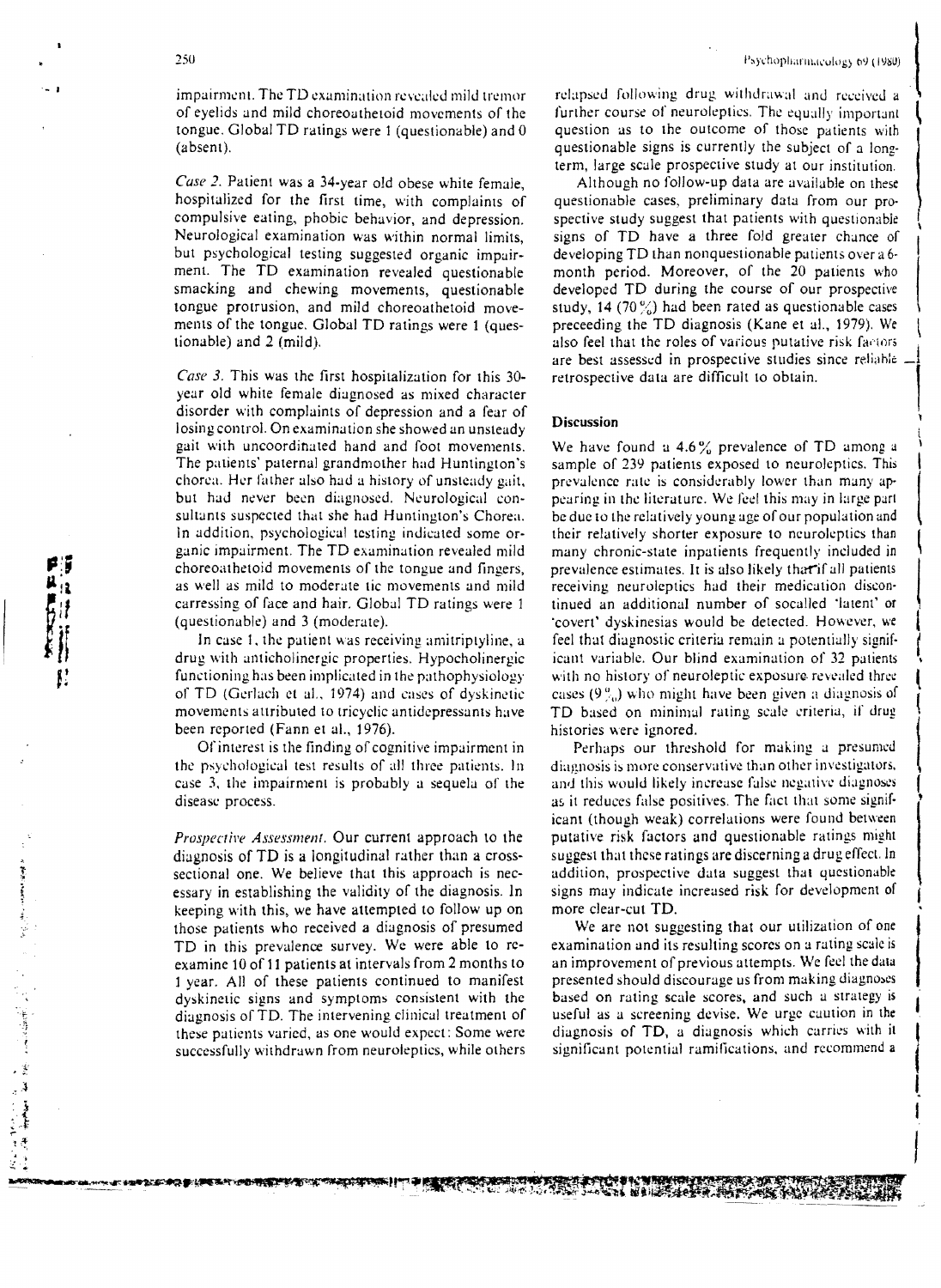impairment. The TD examination revealed mild tremor of eyelids and mild choreoathetoid movements of the tongue. Global TD ratings were 1 (questionable) and 0 (absent).

*Case 2.* Patient was a 34-year old obese white female, hospitalized for the first time, with complaints of compulsive eating, phobic behavior, and depression. Neurological examination was within normal limits, but psychological testing suggested organic impairment. The TD examination revealed questionable smacking and chewing movements, questionable tongue protrusion, and mild choreoathetoid movements of the tongue. Global TD ratings were 1 (questionable) and 2 (mild).

*Case 3.* This was the first hospitalization for this 30-year old white female diagnosed as mixed character disorder with complaints of depression and a fear of losing control. On examination she showed an unsteady gait with uncoordinated hand and foot movements. The patients' paternal grandmother had Huntington's chorea. Her father also had a history of unsteady gait, but had never been diagnosed. Neurological consultants suspected that she had Huntington's Chorea. In addition, psychological testing indicated some organic impairment. The TD examination revealed mild choreoathetoid movements of the tongue and fingers, as well as mild to moderate tic movements and mild carressing of face and hair. Global TD ratings were 1 (questionable) and 3 (moderate).

In case 1, the patient was receiving amitriptyline, a drug with anticholinergic properties. Hypocholinergic functioning has been implicated in the pathophysiology of TD (Gerlach et al., 1974) and cases of dyskinetic movements attributed to tricyclic antidepressants have been reported (Fann et al., 1976).

Of interest is the finding of cognitive impairment in the psychological test results of all three patients. In case 3, the impairment is probably a sequela of the disease process.

*Prospective Assessment.* Our current approach to the diagnosis of TD is a longitudinal rather than a cross-sectional one. We believe that this approach is necessary in establishing the validity of the diagnosis. In keeping with this, we have attempted to follow up on those patients who received a diagnosis of presumed TD in this prevalence survey. We were able to re-examine 10 of 11 patients at intervals from 2 months to 1 year. All of these patients continued to manifest dyskinetic signs and symptoms consistent with the diagnosis of TD. The intervening clinical treatment of these patients varied, as one would expect: Some were successfully withdrawn from neuroleptics, while others relapsed following drug withdrawal and received a further course of neuroleptics. The equally important question as to the outcome of those patients with questionable signs is currently the subject of a long-term, large scale prospective study at our institution.

Although no follow-up data are available on these questionable cases, preliminary data from our prospective study suggest that patients with questionable signs of TD have a three fold greater chance of developing TD than nonquestionable patients over a 6-month period. Moreover, of the 20 patients who developed TD during the course of our prospective study, 14 (70%) had been rated as questionable cases preceeding the TD diagnosis (Kane et al., 1979). We also feel that the roles of various putative risk factors are best assessed in prospective studies since reliable retrospective data are difficult to obtain.

## Discussion

We have found a 4.6% prevalence of TD among a sample of 239 patients exposed to neuroleptics. This prevalence rate is considerably lower than many appearing in the literature. We feel this may in large part be due to the relatively young age of our population and their relatively shorter exposure to neuroleptics than many chronic-state inpatients frequently included in prevalence estimates. It is also likely that if all patients receiving neuroleptics had their medication discontinued an additional number of socalled 'latent' or 'covert' dyskinesias would be detected. However, we feel that diagnostic criteria remain a potentially significant variable. Our blind examination of 32 patients with no history of neuroleptic exposure revealed three cases (9%) who might have been given a diagnosis of TD based on minimal rating scale criteria, if drug histories were ignored.

Perhaps our threshold for making a presumed diagnosis is more conservative than other investigators, and this would likely increase false negative diagnoses as it reduces false positives. The fact that some significant (though weak) correlations were found between putative risk factors and questionable ratings might suggest that these ratings are discerning a drug effect. In addition, prospective data suggest that questionable signs may indicate increased risk for development of more clear-cut TD.

We are not suggesting that our utilization of one examination and its resulting scores on a rating scale is an improvement of previous attempts. We feel the data presented should discourage us from making diagnoses based on rating scale scores, and such a strategy is useful as a screening devise. We urge caution in the diagnosis of TD, a diagnosis which carries with it significant potential ramifications, and recommend a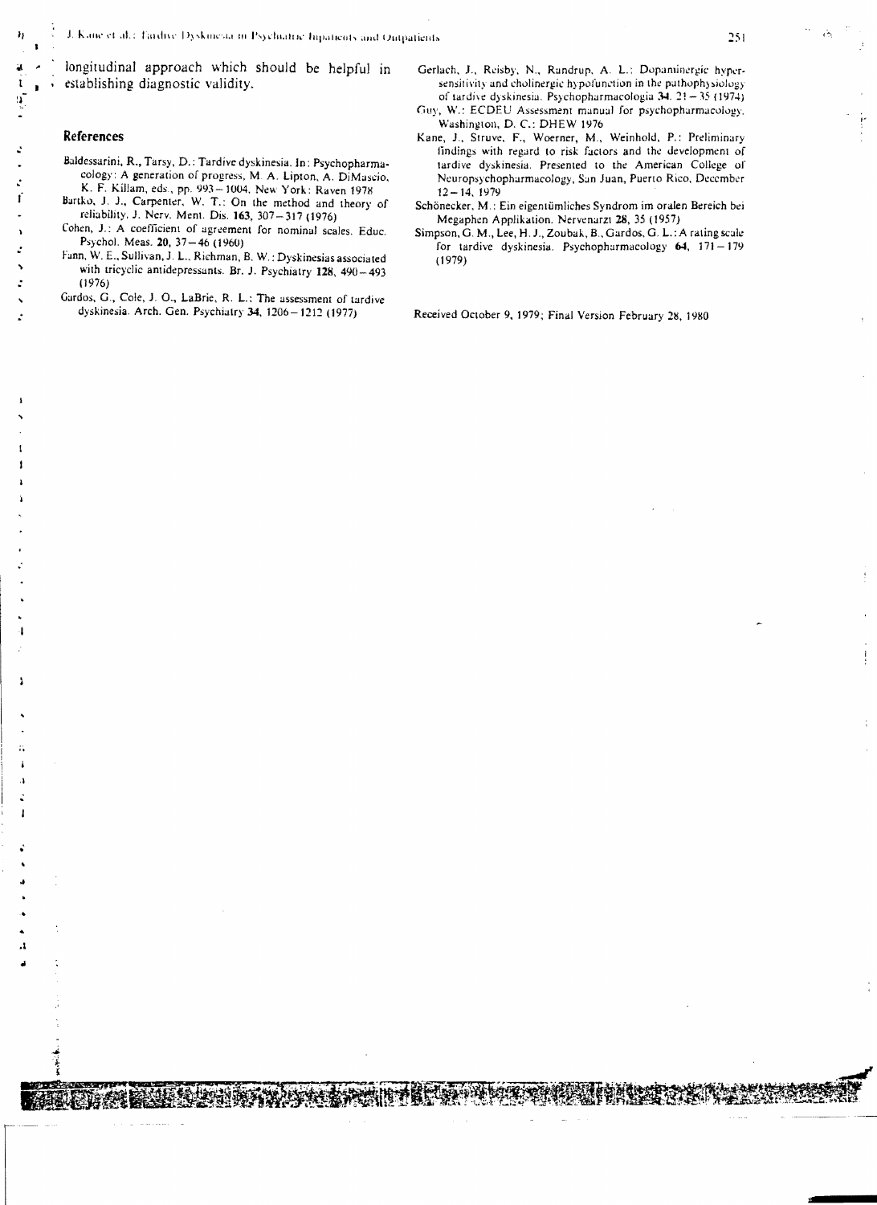longitudinal approach which should be helpful in establishing diagnostic validity.

## References

Baldessarini, R., Tarsy, D.: Tardive dyskinesia. In: Psychopharmacology: A generation of progress, M. A. Lipton, A. DiMascio, K. F. Killam, eds., pp. 993–1004. New York: Raven 1978

Bartko, J. J., Carpenter, W. T.: On the method and theory of reliability. J. Nerv. Ment. Dis. **163**, 307–317 (1976)

Cohen, J.: A coefficient of agreement for nominal scales. Educ. Psychol. Meas. **20**, 37–46 (1960)

Fann, W. E., Sullivan, J. L., Richman, B. W.: Dyskinesias associated with tricyclic antidepressants. Br. J. Psychiatry **128**, 490–493 (1976)

Gardos, G., Cole, J. O., LaBrie, R. L.: The assessment of tardive dyskinesia. Arch. Gen. Psychiatry **34**, 1206–1212 (1977)

Gerlach, J., Reisby, N., Randrup, A. L.: Dopaminergic hypersensitivity and cholinergic hypofunction in the pathophysiology of tardive dyskinesia. Psychopharmacologia **34**, 21–35 (1974)

Guy, W.: ECDEU Assessment manual for psychopharmacology. Washington, D. C.: DHEW 1976

Kane, J., Struve, F., Woerner, M., Weinhold, P.: Preliminary findings with regard to risk factors and the development of tardive dyskinesia. Presented to the American College of Neuropsychopharmacology, San Juan, Puerto Rico, December 12–14, 1979

Schönecker, M.: Ein eigentümliches Syndrom im oralen Bereich bei Megaphen Applikation. Nervenarzt **28**, 35 (1957)

Simpson, G. M., Lee, H. J., Zoubak, B., Gardos, G. L.: A rating scale for tardive dyskinesia. Psychopharmacology **64**, 171–179 (1979)

Received October 9, 1979; Final Version February 28, 1980